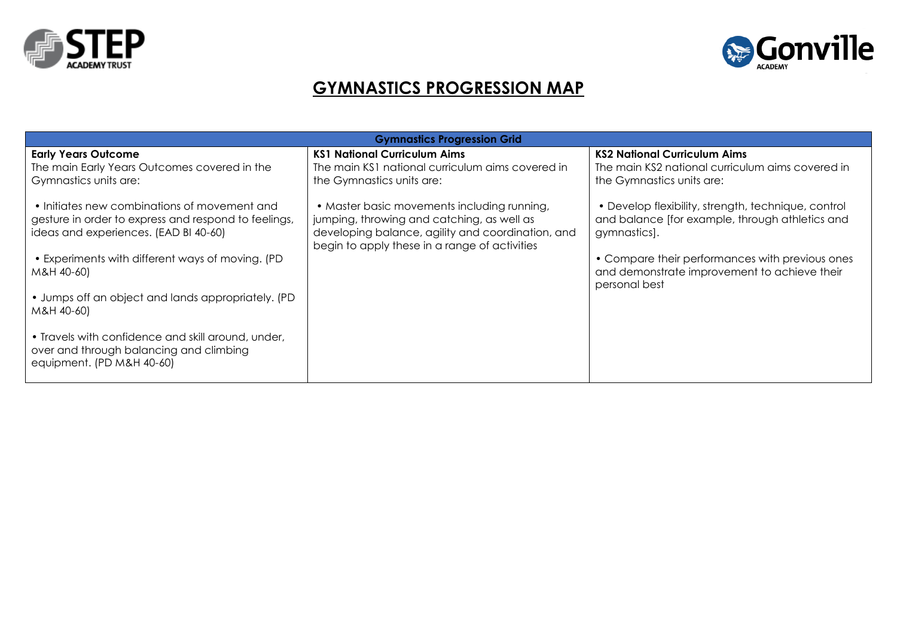# GYMNASTICS PROGRESSION MAP

| Gymnastics Progression Grid | | |
|---|---|---|
| **Early Years Outcome**<br>The main Early Years Outcomes covered in the Gymnastics units are:<br><br>• Initiates new combinations of movement and gesture in order to express and respond to feelings, ideas and experiences. (EAD BI 40-60)<br><br>• Experiments with different ways of moving. (PD M&H 40-60)<br><br>• Jumps off an object and lands appropriately. (PD M&H 40-60)<br><br>• Travels with confidence and skill around, under, over and through balancing and climbing equipment. (PD M&H 40-60) | **KS1 National Curriculum Aims**<br>The main KS1 national curriculum aims covered in the Gymnastics units are:<br><br>• Master basic movements including running, jumping, throwing and catching, as well as developing balance, agility and coordination, and begin to apply these in a range of activities | **KS2 National Curriculum Aims**<br>The main KS2 national curriculum aims covered in the Gymnastics units are:<br><br>• Develop flexibility, strength, technique, control and balance [for example, through athletics and gymnastics].<br><br>• Compare their performances with previous ones and demonstrate improvement to achieve their personal best |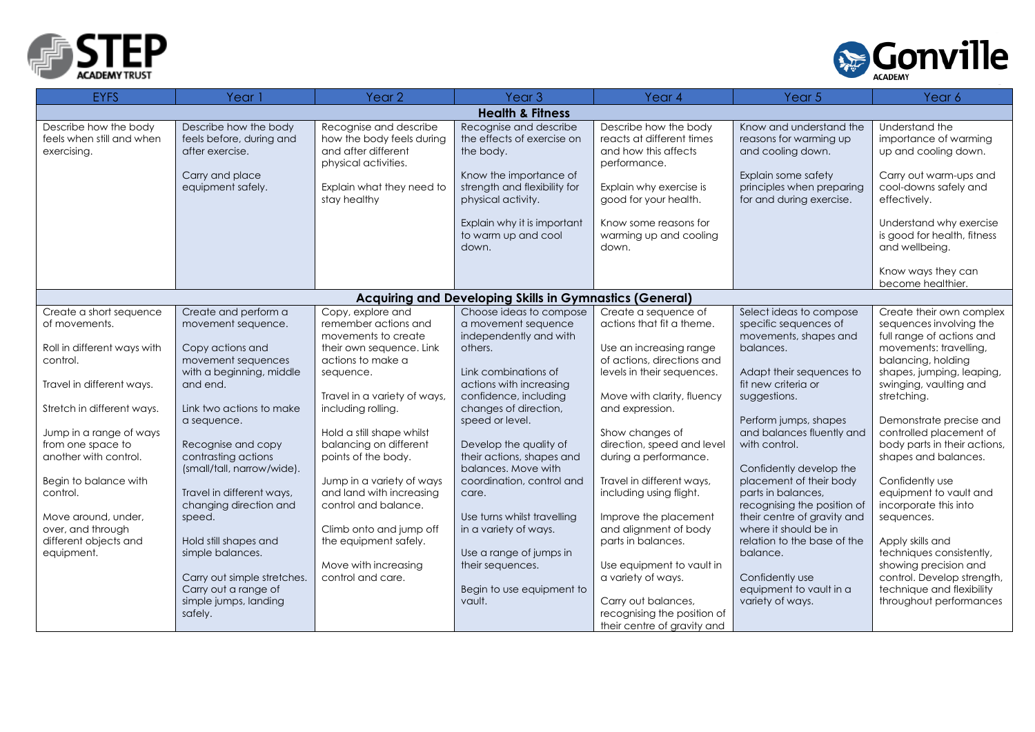| EYFS | Year 1 | Year 2 | Year 3 | Year 4 | Year 5 | Year 6 |
|---|---|---|---|---|---|---|
| **Health & Fitness** | | | | | | |
| Describe how the body feels when still and when exercising. | Describe how the body feels before, during and after exercise.<br><br>Carry and place equipment safely. | Recognise and describe how the body feels during and after different physical activities.<br><br>Explain what they need to stay healthy | Recognise and describe the effects of exercise on the body.<br><br>Know the importance of strength and flexibility for physical activity.<br><br>Explain why it is important to warm up and cool down. | Describe how the body reacts at different times and how this affects performance.<br><br>Explain why exercise is good for your health.<br><br>Know some reasons for warming up and cooling down. | Know and understand the reasons for warming up and cooling down.<br><br>Explain some safety principles when preparing for and during exercise. | Understand the importance of warming up and cooling down.<br><br>Carry out warm-ups and cool-downs safely and effectively.<br><br>Understand why exercise is good for health, fitness and wellbeing.<br><br>Know ways they can become healthier. |
| **Acquiring and Developing Skills in Gymnastics (General)** | | | | | | |
| Create a short sequence of movements.<br><br>Roll in different ways with control.<br><br>Travel in different ways.<br><br>Stretch in different ways.<br><br>Jump in a range of ways from one space to another with control.<br><br>Begin to balance with control.<br><br>Move around, under, over, and through different objects and equipment. | Create and perform a movement sequence.<br><br>Copy actions and movement sequences with a beginning, middle and end.<br><br>Link two actions to make a sequence.<br><br>Recognise and copy contrasting actions (small/tall, narrow/wide).<br><br>Travel in different ways, changing direction and speed.<br><br>Hold still shapes and simple balances.<br><br>Carry out simple stretches. Carry out a range of simple jumps, landing safely. | Copy, explore and remember actions and movements to create their own sequence. Link actions to make a sequence.<br><br>Travel in a variety of ways, including rolling.<br><br>Hold a still shape whilst balancing on different points of the body.<br><br>Jump in a variety of ways and land with increasing control and balance.<br><br>Climb onto and jump off the equipment safely.<br><br>Move with increasing control and care. | Choose ideas to compose a movement sequence independently and with others.<br><br>Link combinations of actions with increasing confidence, including changes of direction, speed or level.<br><br>Develop the quality of their actions, shapes and balances. Move with coordination, control and care.<br><br>Use turns whilst travelling in a variety of ways.<br><br>Use a range of jumps in their sequences.<br><br>Begin to use equipment to vault. | Create a sequence of actions that fit a theme.<br><br>Use an increasing range of actions, directions and levels in their sequences.<br><br>Move with clarity, fluency and expression.<br><br>Show changes of direction, speed and level during a performance.<br><br>Travel in different ways, including using flight.<br><br>Improve the placement and alignment of body parts in balances.<br><br>Use equipment to vault in a variety of ways.<br><br>Carry out balances, recognising the position of their centre of gravity and | Select ideas to compose specific sequences of movements, shapes and balances.<br><br>Adapt their sequences to fit new criteria or suggestions.<br><br>Perform jumps, shapes and balances fluently and with control.<br><br>Confidently develop the placement of their body parts in balances, recognising the position of their centre of gravity and where it should be in relation to the base of the balance.<br><br>Confidently use equipment to vault in a variety of ways. | Create their own complex sequences involving the full range of actions and movements: travelling, balancing, holding shapes, jumping, leaping, swinging, vaulting and stretching.<br><br>Demonstrate precise and controlled placement of body parts in their actions, shapes and balances.<br><br>Confidently use equipment to vault and incorporate this into sequences.<br><br>Apply skills and techniques consistently, showing precision and control. Develop strength, technique and flexibility throughout performances |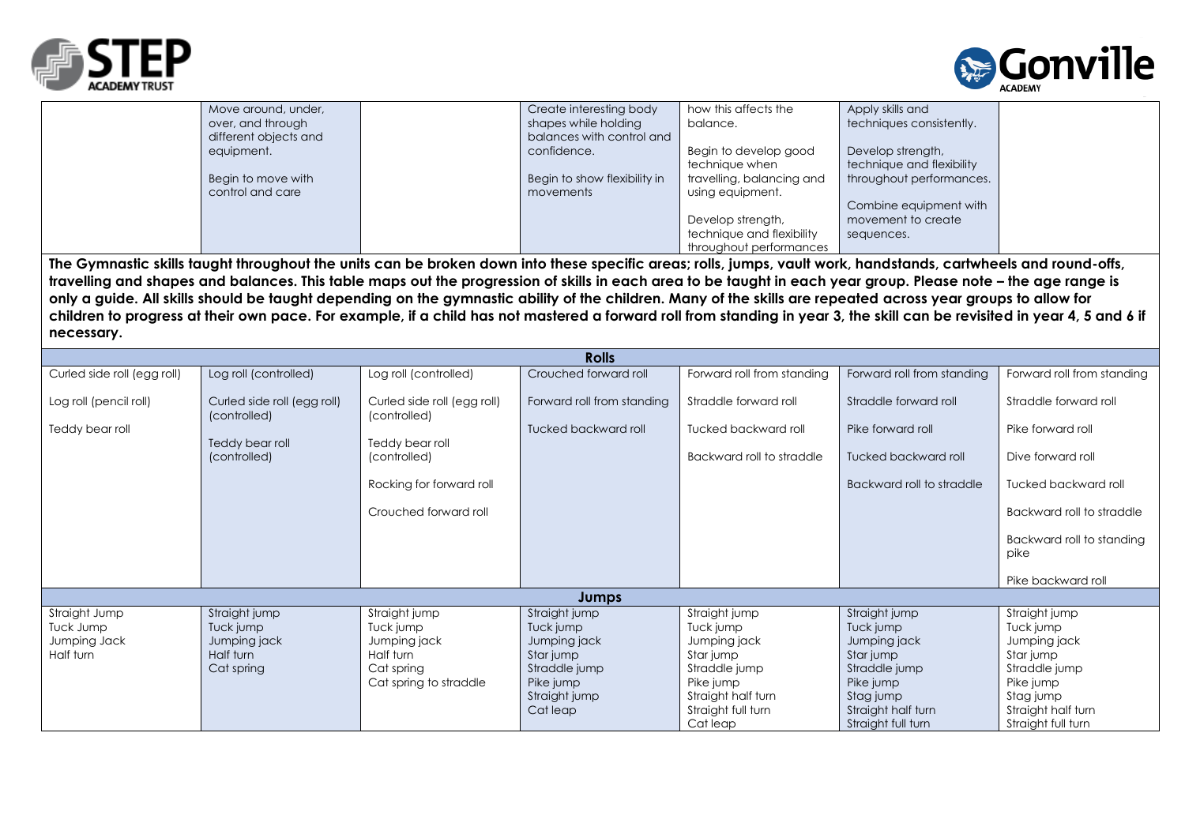| | | | | | | |
|---|---|---|---|---|---|---|
| | Move around, under, over, and through different objects and equipment.<br><br>Begin to move with control and care | | Create interesting body shapes while holding balances with control and confidence.<br><br>Begin to show flexibility in movements | how this affects the balance.<br><br>Begin to develop good technique when travelling, balancing and using equipment.<br><br>Develop strength, technique and flexibility throughout performances | Apply skills and techniques consistently.<br><br>Develop strength, technique and flexibility throughout performances.<br><br>Combine equipment with movement to create sequences. | |

**The Gymnastic skills taught throughout the units can be broken down into these specific areas; rolls, jumps, vault work, handstands, cartwheels and round-offs, travelling and shapes and balances. This table maps out the progression of skills in each area to be taught in each year group. Please note – the age range is only a guide. All skills should be taught depending on the gymnastic ability of the children. Many of the skills are repeated across year groups to allow for children to progress at their own pace. For example, if a child has not mastered a forward roll from standing in year 3, the skill can be revisited in year 4, 5 and 6 if necessary.**

| Rolls | | | | | | |
|---|---|---|---|---|---|---|
| Curled side roll (egg roll)<br><br>Log roll (pencil roll)<br><br>Teddy bear roll | Log roll (controlled)<br><br>Curled side roll (egg roll) (controlled)<br><br>Teddy bear roll (controlled) | Log roll (controlled)<br><br>Curled side roll (egg roll) (controlled)<br><br>Teddy bear roll (controlled)<br><br>Rocking for forward roll<br><br>Crouched forward roll | Crouched forward roll<br><br>Forward roll from standing<br><br>Tucked backward roll | Forward roll from standing<br><br>Straddle forward roll<br><br>Tucked backward roll<br><br>Backward roll to straddle | Forward roll from standing<br><br>Straddle forward roll<br><br>Pike forward roll<br><br>Tucked backward roll<br><br>Backward roll to straddle | Forward roll from standing<br><br>Straddle forward roll<br><br>Pike forward roll<br><br>Dive forward roll<br><br>Tucked backward roll<br><br>Backward roll to straddle<br><br>Backward roll to standing pike<br><br>Pike backward roll |
| **Jumps** | | | | | | |
| Straight Jump<br>Tuck Jump<br>Jumping Jack<br>Half turn | Straight jump<br>Tuck jump<br>Jumping jack<br>Half turn<br>Cat spring | Straight jump<br>Tuck jump<br>Jumping jack<br>Half turn<br>Cat spring<br>Cat spring to straddle | Straight jump<br>Tuck jump<br>Jumping jack<br>Star jump<br>Straddle jump<br>Pike jump<br>Straight jump<br>Cat leap | Straight jump<br>Tuck jump<br>Jumping jack<br>Star jump<br>Straddle jump<br>Pike jump<br>Straight half turn<br>Straight full turn<br>Cat leap | Straight jump<br>Tuck jump<br>Jumping jack<br>Star jump<br>Straddle jump<br>Pike jump<br>Stag jump<br>Straight half turn<br>Straight full turn | Straight jump<br>Tuck jump<br>Jumping jack<br>Star jump<br>Straddle jump<br>Pike jump<br>Stag jump<br>Straight half turn<br>Straight full turn |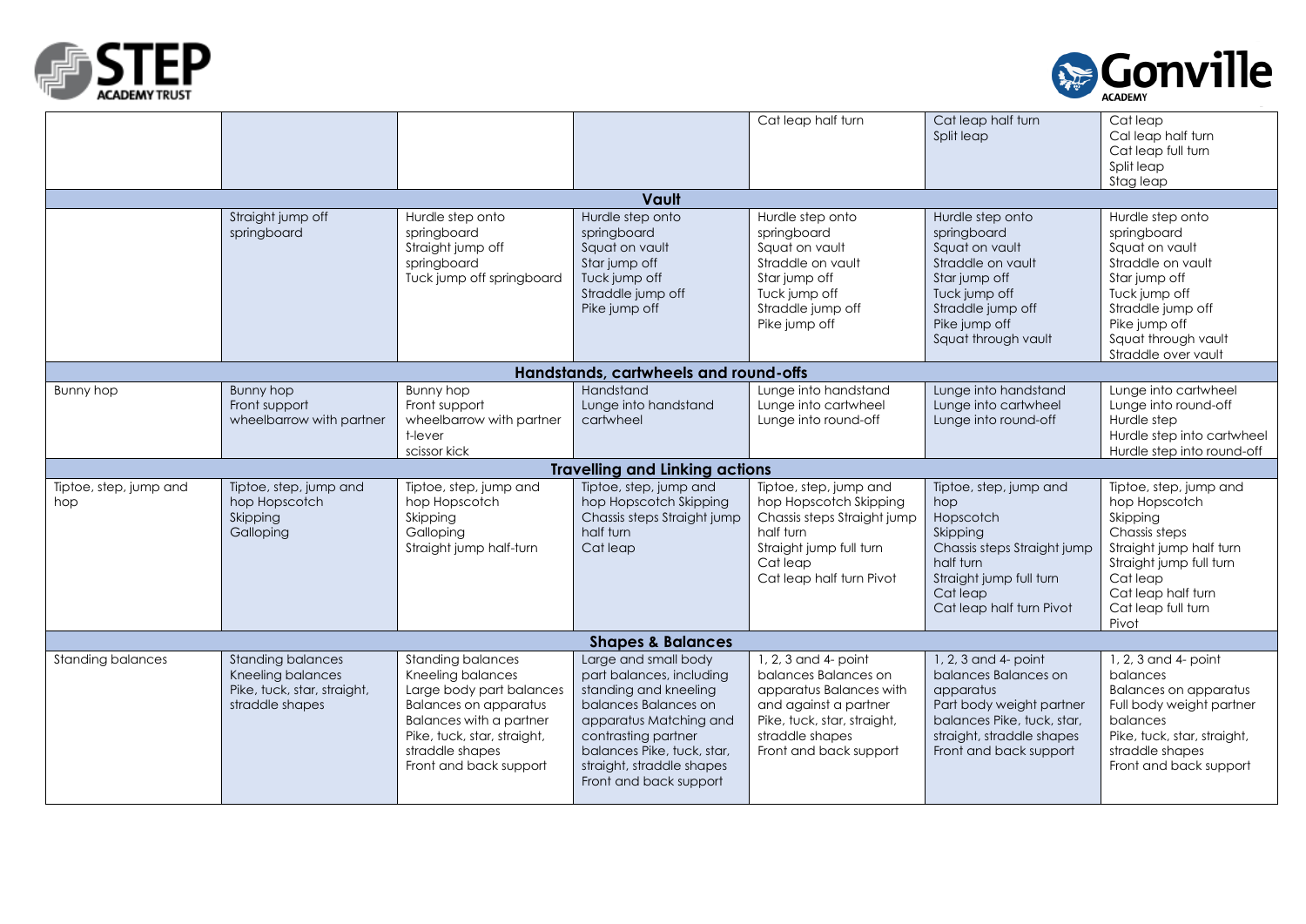| | | | | | | |
|---|---|---|---|---|---|---|
| | | | | Cat leap half turn | Cat leap half turn<br>Split leap | Cat leap<br>Cal leap half turn<br>Cat leap full turn<br>Split leap<br>Stag leap |
| **Vault** | | | | | | |
| | Straight jump off springboard | Hurdle step onto springboard<br>Straight jump off springboard<br>Tuck jump off springboard | Hurdle step onto springboard<br>Squat on vault<br>Star jump off<br>Tuck jump off<br>Straddle jump off<br>Pike jump off | Hurdle step onto springboard<br>Squat on vault<br>Straddle on vault<br>Star jump off<br>Tuck jump off<br>Straddle jump off<br>Pike jump off | Hurdle step onto springboard<br>Squat on vault<br>Straddle on vault<br>Star jump off<br>Tuck jump off<br>Straddle jump off<br>Pike jump off<br>Squat through vault | Hurdle step onto springboard<br>Squat on vault<br>Straddle on vault<br>Star jump off<br>Tuck jump off<br>Straddle jump off<br>Pike jump off<br>Squat through vault<br>Straddle over vault |
| **Handstands, cartwheels and round-offs** | | | | | | |
| Bunny hop | Bunny hop<br>Front support<br>wheelbarrow with partner | Bunny hop<br>Front support<br>wheelbarrow with partner<br>t-lever<br>scissor kick | Handstand<br>Lunge into handstand<br>cartwheel | Lunge into handstand<br>Lunge into cartwheel<br>Lunge into round-off | Lunge into handstand<br>Lunge into cartwheel<br>Lunge into round-off | Lunge into cartwheel<br>Lunge into round-off<br>Hurdle step<br>Hurdle step into cartwheel<br>Hurdle step into round-off |
| **Travelling and Linking actions** | | | | | | |
| Tiptoe, step, jump and hop | Tiptoe, step, jump and hop Hopscotch<br>Skipping<br>Galloping | Tiptoe, step, jump and hop Hopscotch<br>Skipping<br>Galloping<br>Straight jump half-turn | Tiptoe, step, jump and hop Hopscotch Skipping Chassis steps Straight jump half turn<br>Cat leap | Tiptoe, step, jump and hop Hopscotch Skipping Chassis steps Straight jump half turn<br>Straight jump full turn<br>Cat leap<br>Cat leap half turn Pivot | Tiptoe, step, jump and hop<br>Hopscotch<br>Skipping<br>Chassis steps Straight jump half turn<br>Straight jump full turn<br>Cat leap<br>Cat leap half turn Pivot | Tiptoe, step, jump and hop Hopscotch<br>Skipping<br>Chassis steps<br>Straight jump half turn<br>Straight jump full turn<br>Cat leap<br>Cat leap half turn<br>Cat leap full turn<br>Pivot |
| **Shapes & Balances** | | | | | | |
| Standing balances | Standing balances<br>Kneeling balances<br>Pike, tuck, star, straight, straddle shapes | Standing balances<br>Kneeling balances<br>Large body part balances<br>Balances on apparatus<br>Balances with a partner<br>Pike, tuck, star, straight, straddle shapes<br>Front and back support | Large and small body part balances, including standing and kneeling balances Balances on apparatus Matching and contrasting partner balances Pike, tuck, star, straight, straddle shapes<br>Front and back support | 1, 2, 3 and 4- point balances Balances on apparatus Balances with and against a partner<br>Pike, tuck, star, straight, straddle shapes<br>Front and back support | 1, 2, 3 and 4- point balances Balances on apparatus<br>Part body weight partner balances Pike, tuck, star, straight, straddle shapes<br>Front and back support | 1, 2, 3 and 4- point balances<br>Balances on apparatus<br>Full body weight partner balances<br>Pike, tuck, star, straight, straddle shapes<br>Front and back support |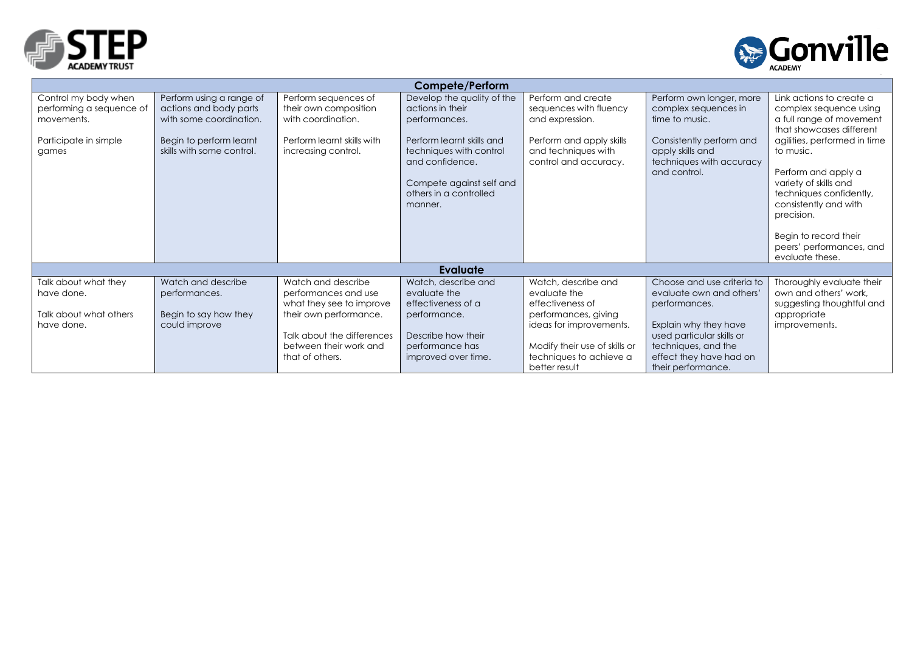| | | | | | | |
|---|---|---|---|---|---|---|
| **Compete/Perform** | | | | | | |
| Control my body when performing a sequence of movements.<br><br>Participate in simple games | Perform using a range of actions and body parts with some coordination.<br><br>Begin to perform learnt skills with some control. | Perform sequences of their own composition with coordination.<br><br>Perform learnt skills with increasing control. | Develop the quality of the actions in their performances.<br><br>Perform learnt skills and techniques with control and confidence.<br><br>Compete against self and others in a controlled manner. | Perform and create sequences with fluency and expression.<br><br>Perform and apply skills and techniques with control and accuracy. | Perform own longer, more complex sequences in time to music.<br><br>Consistently perform and apply skills and techniques with accuracy and control. | Link actions to create a complex sequence using a full range of movement that showcases different agilities, performed in time to music.<br><br>Perform and apply a variety of skills and techniques confidently, consistently and with precision.<br><br>Begin to record their peers' performances, and evaluate these. |
| **Evaluate** | | | | | | |
| Talk about what they have done.<br><br>Talk about what others have done. | Watch and describe performances.<br><br>Begin to say how they could improve | Watch and describe performances and use what they see to improve their own performance.<br><br>Talk about the differences between their work and that of others. | Watch, describe and evaluate the effectiveness of a performance.<br><br>Describe how their performance has improved over time. | Watch, describe and evaluate the effectiveness of performances, giving ideas for improvements.<br><br>Modify their use of skills or techniques to achieve a better result | Choose and use criteria to evaluate own and others' performances.<br><br>Explain why they have used particular skills or techniques, and the effect they have had on their performance. | Thoroughly evaluate their own and others' work, suggesting thoughtful and appropriate improvements. |